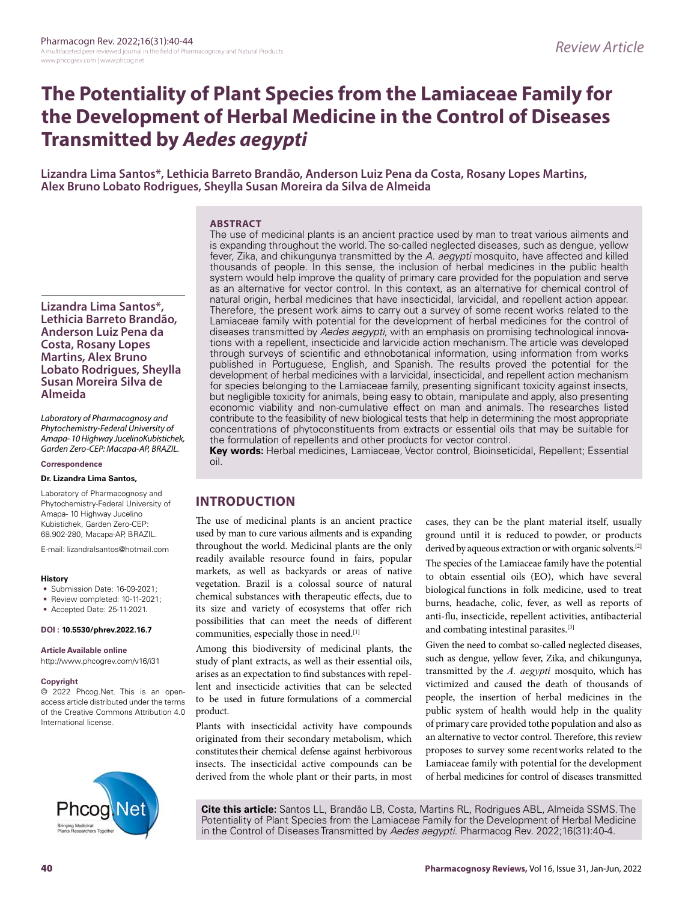# The Potentiality of Plant Species from the Lamiaceae Family for the Development of Herbal Medicine in the Control of Diseases Transmitted by *Aedes aegypti*

**Lizandra Lima Santos*, Lethicia Barreto Brandão, Anderson Luiz Pena da Costa, Rosany Lopes Martins, Alex Bruno Lobato Rodrigues, Sheylla Susan Moreira da Silva de Almeida**

*Laboratory of Pharmacognosy and Phytochemistry-Federal University of Amapa- 10 Highway JucelinoKubistichek, Garden Zero-CEP: Macapa-AP, BRAZIL.*

**Correspondence**

**Dr. Lizandra Lima Santos,**

Laboratory of Pharmacognosy and Phytochemistry-Federal University of Amapa- 10 Highway Jucelino Kubistichek, Garden Zero-CEP: 68.902-280, Macapa-AP, BRAZIL.

E-mail: lizandralsantos@hotmail.com

**History**

- Submission Date: 16-09-2021;
- Review completed: 10-11-2021;
- Accepted Date: 25-11-2021.

**DOI : 10.5530/phrev.2022.16.7**

**Article Available online**

http://www.phcogrev.com/v16/i31

**Copyright**

© 2022 Phcog.Net. This is an open-access article distributed under the terms of the Creative Commons Attribution 4.0 International license.

## ABSTRACT

The use of medicinal plants is an ancient practice used by man to treat various ailments and is expanding throughout the world. The so-called neglected diseases, such as dengue, yellow fever, Zika, and chikungunya transmitted by the *A. aegypti* mosquito, have affected and killed thousands of people. In this sense, the inclusion of herbal medicines in the public health system would help improve the quality of primary care provided for the population and serve as an alternative for vector control. In this context, as an alternative for chemical control of natural origin, herbal medicines that have insecticidal, larvicidal, and repellent action appear. Therefore, the present work aims to carry out a survey of some recent works related to the Lamiaceae family with potential for the development of herbal medicines for the control of diseases transmitted by *Aedes aegypti*, with an emphasis on promising technological innovations with a repellent, insecticide and larvicide action mechanism. The article was developed through surveys of scientific and ethnobotanical information, using information from works published in Portuguese, English, and Spanish. The results proved the potential for the development of herbal medicines with a larvicidal, insecticidal, and repellent action mechanism for species belonging to the Lamiaceae family, presenting significant toxicity against insects, but negligible toxicity for animals, being easy to obtain, manipulate and apply, also presenting economic viability and non-cumulative effect on man and animals. The researches listed contribute to the feasibility of new biological tests that help in determining the most appropriate concentrations of phytoconstituents from extracts or essential oils that may be suitable for the formulation of repellents and other products for vector control.

**Key words:** Herbal medicines, Lamiaceae, Vector control, Bioinseticidal, Repellent; Essential oil.

## INTRODUCTION

The use of medicinal plants is an ancient practice used by man to cure various ailments and is expanding throughout the world. Medicinal plants are the only readily available resource found in fairs, popular markets, as well as backyards or areas of native vegetation. Brazil is a colossal source of natural chemical substances with therapeutic effects, due to its size and variety of ecosystems that offer rich possibilities that can meet the needs of different communities, especially those in need.[1]

Among this biodiversity of medicinal plants, the study of plant extracts, as well as their essential oils, arises as an expectation to find substances with repellent and insecticide activities that can be selected to be used in future formulations of a commercial product.

Plants with insecticidal activity have compounds originated from their secondary metabolism, which constitutes their chemical defense against herbivorous insects. The insecticidal active compounds can be derived from the whole plant or their parts, in most cases, they can be the plant material itself, usually ground until it is reduced to powder, or products derived by aqueous extraction or with organic solvents.[2]

The species of the Lamiaceae family have the potential to obtain essential oils (EO), which have several biological functions in folk medicine, used to treat burns, headache, colic, fever, as well as reports of anti-flu, insecticide, repellent activities, antibacterial and combating intestinal parasites.[3]

Given the need to combat so-called neglected diseases, such as dengue, yellow fever, Zika, and chikungunya, transmitted by the *A. aegypti* mosquito, which has victimized and caused the death of thousands of people, the insertion of herbal medicines in the public system of health would help in the quality of primary care provided tothe population and also as an alternative to vector control. Therefore, this review proposes to survey some recentworks related to the Lamiaceae family with potential for the development of herbal medicines for control of diseases transmitted

**Cite this article:** Santos LL, Brandão LB, Costa, Martins RL, Rodrigues ABL, Almeida SSMS. The Potentiality of Plant Species from the Lamiaceae Family for the Development of Herbal Medicine in the Control of Diseases Transmitted by *Aedes aegypti*. Pharmacog Rev. 2022;16(31):40-4.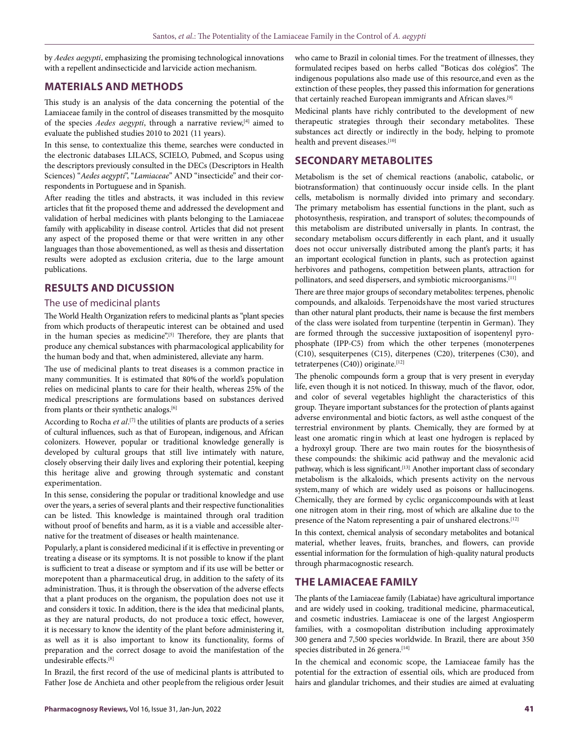by *Aedes aegypti*, emphasizing the promising technological innovations with a repellent andinsecticide and larvicide action mechanism.

## MATERIALS AND METHODS

This study is an analysis of the data concerning the potential of the Lamiaceae family in the control of diseases transmitted by the mosquito of the species *Aedes aegypti*, through a narrative review,[4] aimed to evaluate the published studies 2010 to 2021 (11 years).

In this sense, to contextualize this theme, searches were conducted in the electronic databases LILACS, SCIELO, Pubmed, and Scopus using the descriptors previously consulted in the DECs (Descriptors in Health Sciences) "*Aedes aegypti*", "*Lamiaceae*" AND "insecticide" and their correspondents in Portuguese and in Spanish.

After reading the titles and abstracts, it was included in this review articles that fit the proposed theme and addressed the development and validation of herbal medicines with plants belonging to the Lamiaceae family with applicability in disease control. Articles that did not present any aspect of the proposed theme or that were written in any other languages than those abovementioned, as well as thesis and dissertation results were adopted as exclusion criteria, due to the large amount publications.

## RESULTS AND DICUSSION

### The use of medicinal plants

The World Health Organization refers to medicinal plants as "plant species from which products of therapeutic interest can be obtained and used in the human species as medicine".[5] Therefore, they are plants that produce any chemical substances with pharmacological applicability for the human body and that, when administered, alleviate any harm.

The use of medicinal plants to treat diseases is a common practice in many communities. It is estimated that 80% of the world's population relies on medicinal plants to care for their health, whereas 25% of the medical prescriptions are formulations based on substances derived from plants or their synthetic analogs.[6]

According to Rocha *et al*.[7] the utilities of plants are products of a series of cultural influences, such as that of European, indigenous, and African colonizers. However, popular or traditional knowledge generally is developed by cultural groups that still live intimately with nature, closely observing their daily lives and exploring their potential, keeping this heritage alive and growing through systematic and constant experimentation.

In this sense, considering the popular or traditional knowledge and use over the years, a series of several plants and their respective functionalities can be listed. This knowledge is maintained through oral tradition without proof of benefits and harm, as it is a viable and accessible alternative for the treatment of diseases or health maintenance.

Popularly, a plant is considered medicinal if it is effective in preventing or treating a disease or its symptoms. It is not possible to know if the plant is sufficient to treat a disease or symptom and if its use will be better or morepotent than a pharmaceutical drug, in addition to the safety of its administration. Thus, it is through the observation of the adverse effects that a plant produces on the organism, the population does not use it and considers it toxic. In addition, there is the idea that medicinal plants, as they are natural products, do not produce a toxic effect, however, it is necessary to know the identity of the plant before administering it, as well as it is also important to know its functionality, forms of preparation and the correct dosage to avoid the manifestation of the undesirable effects.[8]

In Brazil, the first record of the use of medicinal plants is attributed to Father Jose de Anchieta and other people from the religious order Jesuit who came to Brazil in colonial times. For the treatment of illnesses, they formulated recipes based on herbs called "Boticas dos colégios". The indigenous populations also made use of this resource,and even as the extinction of these peoples, they passed this information for generations that certainly reached European immigrants and African slaves.[9]

Medicinal plants have richly contributed to the development of new therapeutic strategies through their secondary metabolites. These substances act directly or indirectly in the body, helping to promote health and prevent diseases.[10]

## SECONDARY METABOLITES

Metabolism is the set of chemical reactions (anabolic, catabolic, or biotransformation) that continuously occur inside cells. In the plant cells, metabolism is normally divided into primary and secondary. The primary metabolism has essential functions in the plant, such as photosynthesis, respiration, and transport of solutes; thecompounds of this metabolism are distributed universally in plants. In contrast, the secondary metabolism occurs differently in each plant, and it usually does not occur universally distributed among the plant's parts; it has an important ecological function in plants, such as protection against herbivores and pathogens, competition between plants, attraction for pollinators, and seed dispersers, and symbiotic microorganisms.[11]

There are three major groups of secondary metabolites: terpenes, phenolic compounds, and alkaloids. Terpenoidshave the most varied structures than other natural plant products, their name is because the first members of the class were isolated from turpentine (terpentin in German). They are formed through the successive juxtaposition of isopentenyl pyrophosphate (IPP-C5) from which the other terpenes (monoterpenes (C10), sesquiterpenes (C15), diterpenes (C20), triterpenes (C30), and tetraterpenes (C40)) originate.[12]

The phenolic compounds form a group that is very present in everyday life, even though it is not noticed. In thisway, much of the flavor, odor, and color of several vegetables highlight the characteristics of this group. Theyare important substances for the protection of plants against adverse environmental and biotic factors, as well asthe conquest of the terrestrial environment by plants. Chemically, they are formed by at least one aromatic ringin which at least one hydrogen is replaced by a hydroxyl group. There are two main routes for the biosynthesis of these compounds: the shikimic acid pathway and the mevalonic acid pathway, which is less significant.[13] Another important class of secondary metabolism is the alkaloids, which presents activity on the nervous system,many of which are widely used as poisons or hallucinogens. Chemically, they are formed by cyclic organiccompounds with at least one nitrogen atom in their ring, most of which are alkaline due to the presence of the Natom representing a pair of unshared electrons.[12]

In this context, chemical analysis of secondary metabolites and botanical material, whether leaves, fruits, branches, and flowers, can provide essential information for the formulation of high-quality natural products through pharmacognostic research.

## THE LAMIACEAE FAMILY

The plants of the Lamiaceae family (Labiatae) have agricultural importance and are widely used in cooking, traditional medicine, pharmaceutical, and cosmetic industries. Lamiaceae is one of the largest Angiosperm families, with a cosmopolitan distribution including approximately 300 genera and 7,500 species worldwide. In Brazil, there are about 350 species distributed in 26 genera.[14]

In the chemical and economic scope, the Lamiaceae family has the potential for the extraction of essential oils, which are produced from hairs and glandular trichomes, and their studies are aimed at evaluating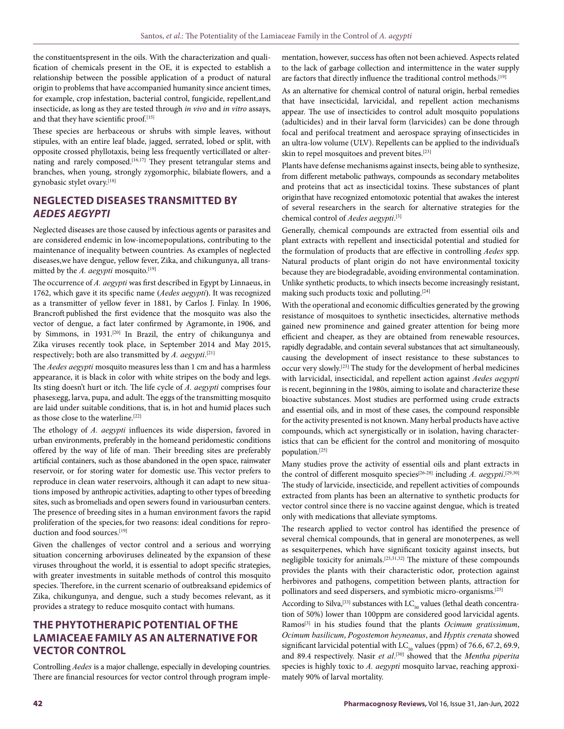the constituentspresent in the oils. With the characterization and qualification of chemicals present in the OE, it is expected to establish a relationship between the possible application of a product of natural origin to problems that have accompanied humanity since ancient times, for example, crop infestation, bacterial control, fungicide, repellent,and insecticide, as long as they are tested through *in vivo* and *in vitro* assays, and that they have scientific proof.[15]

These species are herbaceous or shrubs with simple leaves, without stipules, with an entire leaf blade, jagged, serrated, lobed or split, with opposite crossed phyllotaxis, being less frequently verticillated or alternating and rarely composed.[16,17] They present tetrangular stems and branches, when young, strongly zygomorphic, bilabiate flowers, and a gynobasic stylet ovary.[18]

## NEGLECTED DISEASES TRANSMITTED BY *AEDES AEGYPTI*

Neglected diseases are those caused by infectious agents or parasites and are considered endemic in low-incomepopulations, contributing to the maintenance of inequality between countries. As examples of neglected diseases,we have dengue, yellow fever, Zika, and chikungunya, all transmitted by the *A. aegypti* mosquito.[19]

The occurrence of *A. aegypti* was first described in Egypt by Linnaeus, in 1762, which gave it its specific name (*Aedes aegypti*). It was recognized as a transmitter of yellow fever in 1881, by Carlos J. Finlay. In 1906, Brancroft published the first evidence that the mosquito was also the vector of dengue, a fact later confirmed by Agramonte, in 1906, and by Simmons, in 1931.[20] In Brazil, the entry of chikungunya and Zika viruses recently took place, in September 2014 and May 2015, respectively; both are also transmitted by *A. aegypti*.[21]

The *Aedes aegypti* mosquito measures less than 1 cm and has a harmless appearance, it is black in color with white stripes on the body and legs. Its sting doesn't hurt or itch. The life cycle of *A. aegypti* comprises four phases:egg, larva, pupa, and adult. The eggs of the transmitting mosquito are laid under suitable conditions, that is, in hot and humid places such as those close to the waterline.[22]

The ethology of *A. aegypti* influences its wide dispersion, favored in urban environments, preferably in the homeand peridomestic conditions offered by the way of life of man. Their breeding sites are preferably artificial containers, such as those abandoned in the open space, rainwater reservoir, or for storing water for domestic use. This vector prefers to reproduce in clean water reservoirs, although it can adapt to new situations imposed by anthropic activities, adapting to other types of breeding sites, such as bromeliads and open sewers found in varioususrban centers. The presence of breeding sites in a human environment favors the rapid proliferation of the species, for two reasons: ideal conditions for reproduction and food sources.[19]

Given the challenges of vector control and a serious and worrying situation concerning arboviruses delineated by the expansion of these viruses throughout the world, it is essential to adopt specific strategies, with greater investments in suitable methods of control this mosquito species. Therefore, in the current scenario of outbreaksand epidemics of Zika, chikungunya, and dengue, such a study becomes relevant, as it provides a strategy to reduce mosquito contact with humans.

## THE PHYTOTHERAPIC POTENTIAL OF THE LAMIACEAE FAMILY AS AN ALTERNATIVE FOR VECTOR CONTROL

Controlling *Aedes* is a major challenge, especially in developing countries. There are financial resources for vector control through program implementation, however, success has often not been achieved. Aspects related to the lack of garbage collection and intermittence in the water supply are factors that directly influence the traditional control methods.[19]

As an alternative for chemical control of natural origin, herbal remedies that have insecticidal, larvicidal, and repellent action mechanisms appear. The use of insecticides to control adult mosquito populations (adulticides) and in their larval form (larvicides) can be done through focal and perifocal treatment and aerospace spraying of insecticides in an ultra-low volume (ULV). Repellents can be applied to the individual's skin to repel mosquitoes and prevent bites.[23]

Plants have defense mechanisms against insects, being able to synthesize, from different metabolic pathways, compounds as secondary metabolites and proteins that act as insecticidal toxins. These substances of plant originthat have recognized entomotoxic potential that awakes the interest of several researchers in the search for alternative strategies for the chemical control of *Aedes aegypti*.[3]

Generally, chemical compounds are extracted from essential oils and plant extracts with repellent and insecticidal potential and studied for the formulation of products that are effective in controlling *Aedes* spp. Natural products of plant origin do not have environmental toxicity because they are biodegradable, avoiding environmental contamination. Unlike synthetic products, to which insects become increasingly resistant, making such products toxic and polluting.[24]

With the operational and economic difficulties generated by the growing resistance of mosquitoes to synthetic insecticides, alternative methods gained new prominence and gained greater attention for being more efficient and cheaper, as they are obtained from renewable resources, rapidly degradable, and contain several substances that act simultaneously, causing the development of insect resistance to these substances to occur very slowly.[23] The study for the development of herbal medicines with larvicidal, insecticidal, and repellent action against *Aedes aegypti* is recent, beginning in the 1980s, aiming to isolate and characterize these bioactive substances. Most studies are performed using crude extracts and essential oils, and in most of these cases, the compound responsible for the activity presented is not known. Many herbal products have active compounds, which act synergistically or in isolation, having characteristics that can be efficient for the control and monitoring of mosquito population.[25]

Many studies prove the activity of essential oils and plant extracts in the control of different mosquito species[26-28] including *A. aegypti*.[29,30] The study of larvicide, insecticide, and repellent activities of compounds extracted from plants has been an alternative to synthetic products for vector control since there is no vaccine against dengue, which is treated only with medications that alleviate symptoms.

The research applied to vector control has identified the presence of several chemical compounds, that in general are monoterpenes, as well as sesquiterpenes, which have significant toxicity against insects, but negligible toxicity for animals.[23,31,32] The mixture of these compounds provides the plants with their characteristic odor, protection against herbivores and pathogens, competition between plants, attraction for pollinators and seed dispersers, and symbiotic micro-organisms.[25]

According to Silva,[33] substances with $LC_{50}$ values (lethal death concentration of 50%) lower than 100ppm are considered good larvicidal agents. Ramos[3] in his studies found that the plants *Ocimum gratissimum*, *Ocimum basilicum*, *Pogostemon heyneanus*, and *Hyptis crenata* showed significant larvicidal potential with $LC_{50}$ values (ppm) of 76.6, 67.2, 69.9, and 89.4 respectively. Nasir *et al*.[30] showed that the *Mentha piperita* species is highly toxic to *A. aegypti* mosquito larvae, reaching approximately 90% of larval mortality.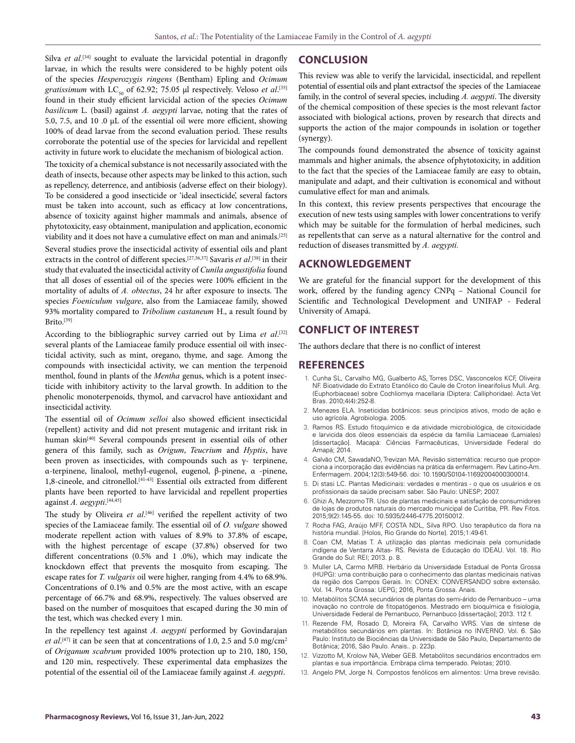Silva *et al*.[34] sought to evaluate the larvicidal potential in dragonfly larvae, in which the results were considered to be highly potent oils of the species *Hesperozygis ringens* (Bentham) Epling and *Ocimum gratissimum* with $LC_{50}$ of 62.92; 75.05 µl respectively. Veloso *et al*.[35] found in their study efficient larvicidal action of the species *Ocimum basilicum* L. (basil) against *A. aegypti* larvae, noting that the rates of 5.0, 7.5, and 10 .0 µL of the essential oil were more efficient, showing 100% of dead larvae from the second evaluation period. These results corroborate the potential use of the species for larvicidal and repellent activity in future work to elucidate the mechanism of biological action.

The toxicity of a chemical substance is not necessarily associated with the death of insects, because other aspects may be linked to this action, such as repellency, deterrence, and antibiosis (adverse effect on their biology). To be considered a good insecticide or 'ideal insecticide', several factors must be taken into account, such as efficacy at low concentrations, absence of toxicity against higher mammals and animals, absence of phytotoxicity, easy obtainment, manipulation and application, economic viability and it does not have a cumulative effect on man and animals.[25]

Several studies prove the insecticidal activity of essential oils and plant extracts in the control of different species.[27,36,37] Savaris *et al*.[38] in their study that evaluated the insecticidal activity of *Cunila angustifolia* found that all doses of essential oil of the species were 100% efficient in the mortality of adults of *A. obtectus*, 24 hr after exposure to insects. The species *Foeniculum vulgare*, also from the Lamiaceae family, showed 93% mortality compared to *Tribolium castaneum* H., a result found by Brito.[39]

According to the bibliographic survey carried out by Lima *et al*.[32] several plants of the Lamiaceae family produce essential oil with insecticidal activity, such as mint, oregano, thyme, and sage. Among the compounds with insecticidal activity, we can mention the terpenoid menthol, found in plants of the *Mentha* genus, which is a potent insecticide with inhibitory activity to the larval growth. In addition to the phenolic monoterpenoids, thymol, and carvacrol have antioxidant and insecticidal activity.

The essential oil of *Ocimum selloi* also showed efficient insecticidal (repellent) activity and did not present mutagenic and irritant risk in human skin[40] Several compounds present in essential oils of other genera of this family, such as *Origum*, *Teucrium* and *Hyptis*, have been proven as insecticides, with compounds such as γ- terpinene, α-terpinene, linalool, methyl-eugenol, eugenol, β-pinene, α -pinene, 1,8-cineole, and citronellol.[41-43] Essential oils extracted from different plants have been reported to have larvicidal and repellent properties against *A. aegypti*.[44,45]

The study by Oliveira *et al*.[46] verified the repellent activity of two species of the Lamiaceae family. The essential oil of *O. vulgare* showed moderate repellent action with values of 8.9% to 37.8% of escape, with the highest percentage of escape (37.8%) observed for two different concentrations (0.5% and 1 .0%), which may indicate the knockdown effect that prevents the mosquito from escaping. The escape rates for *T. vulgaris* oil were higher, ranging from 4.4% to 68.9%. Concentrations of 0.1% and 0.5% are the most active, with an escape percentage of 66.7% and 68.9%, respectively. The values observed are based on the number of mosquitoes that escaped during the 30 min of the test, which was checked every 1 min.

In the repellency test against *A. aegypti* performed by Govindarajan *et al*.[47] it can be seen that at concentrations of 1.0, 2.5 and 5.0 $mg/cm^2$ of *Origanum scabrum* provided 100% protection up to 210, 180, 150, and 120 min, respectively. These experimental data emphasizes the potential of the essential oil of the Lamiaceae family against *A. aegypti*.

## CONCLUSION

This review was able to verify the larvicidal, insecticidal, and repellent potential of essential oils and plant extractsof the species of the Lamiaceae family, in the control of several species, including *A. aegypti*. The diversity of the chemical composition of these species is the most relevant factor associated with biological actions, proven by research that directs and supports the action of the major compounds in isolation or together (synergy).

The compounds found demonstrated the absence of toxicity against mammals and higher animals, the absence ofphytotoxicity, in addition to the fact that the species of the Lamiaceae family are easy to obtain, manipulate and adapt, and their cultivation is economical and without cumulative effect for man and animals.

In this context, this review presents perspectives that encourage the execution of new tests using samples with lower concentrations to verify which may be suitable for the formulation of herbal medicines, such as repellentsthat can serve as a natural alternative for the control and reduction of diseases transmitted by *A. aegypti.*

## ACKNOWLEDGEMENT

We are grateful for the financial support for the development of this work, offered by the funding agency CNPq – National Council for Scientific and Technological Development and UNIFAP - Federal University of Amapá.

## CONFLICT OF INTEREST

The authors declare that there is no conflict of interest

## REFERENCES

1. Cunha SL, Carvalho MG, Gualberto AS, Torres DSC, Vasconcelos KCF, Oliveira NF. Bioatividade do Extrato Etanólico do Caule de Croton linearifolius Mull. Arg. (Euphorbiaceae) sobre Cochliomya macellaria (Diptera: Calliphoridae). Acta Vet Bras. 2010;4(4):252-8.
2. Menezes ELA. Inseticidas botânicos: seus princípios ativos, modo de ação e uso agrícola. Agrobiologia. 2005.
3. Ramos RS. Estudo fitoquímico e da atividade microbiológica, de citoxicidade e larvicida dos óleos essenciais da espécie da família Lamiaceae (Lamiales) [dissertação]. Macapá: Ciências Farmacêuticas, Universidade Federal do Amapá; 2014.
4. Galvão CM, SawadaNO, Trevizan MA. Revisão sistemática: recurso que proporciona a incorporação das evidências na prática da enfermagem. Rev Latino-Am. Enfermagem. 2004;12(3):549-56. doi: 10.1590/S0104-11692004000300014.
5. Di stasi LC. Plantas Medicinais: verdades e mentiras - o que os usuários e os profissionais da saúde precisam saber. São Paulo: UNESP; 2007.
6. Ghizi A, Mezzomo TR. Uso de plantas medicinais e satisfação de consumidores de lojas de produtos naturais do mercado municipal de Curitiba, PR. Rev Fitos. 2015;9(2):145-55. doi: 10.5935/2446-4775.20150012.
7. Rocha FAG, Araújo MFF, COSTA NDL, Silva RPO. Uso terapêutico da flora na história mundial. [Holos, Rio Grande do Norte]. 2015;1:49-61.
8. Coan CM, Matias T. A utilização das plantas medicinais pela comunidade indígena de Ventarra Altas- RS. Revista de Educação do IDEAU. Vol. 18. Rio Grande do Sul: REI; 2013. p. 8.
9. Muller LA, Carmo MRB. Herbário da Universidade Estadual de Ponta Grossa (HUPG): uma contribuição para o conhecimento das plantas medicinais nativas da região dos Campos Gerais. In: CONEX: CONVERSANDO sobre extensão. Vol. 14. Ponta Grossa: UEPG; 2016, Ponta Grossa. Anais.
10. Metabólitos SCMA secundários de plantas do semi-árido de Pernanbuco – uma inovação no controle de fitopatógenos. Mestrado em bioquímica e fisiologia, Universidade Federal de Pernanbuco, Pernanbuco [dissertação]; 2013. 112 f.
11. Rezende FM, Rosado D, Moreira FA, Carvalho WRS. Vias de síntese de metabólitos secundários em plantas. In: Botânica no INVERNO. Vol. 6. São Paulo: Instituto de Biociências da Universidade de São Paulo, Departamento de Botânica; 2016, São Paulo. Anais.. p. 223p.
12. Vizzotto M, Krolow NA, Weber GEB. Metabólitos secundários encontrados em plantas e sua importância. Embrapa clima temperado. Pelotas; 2010.
13. Angelo PM, Jorge N. Compostos fenólicos em alimentos: Uma breve revisão.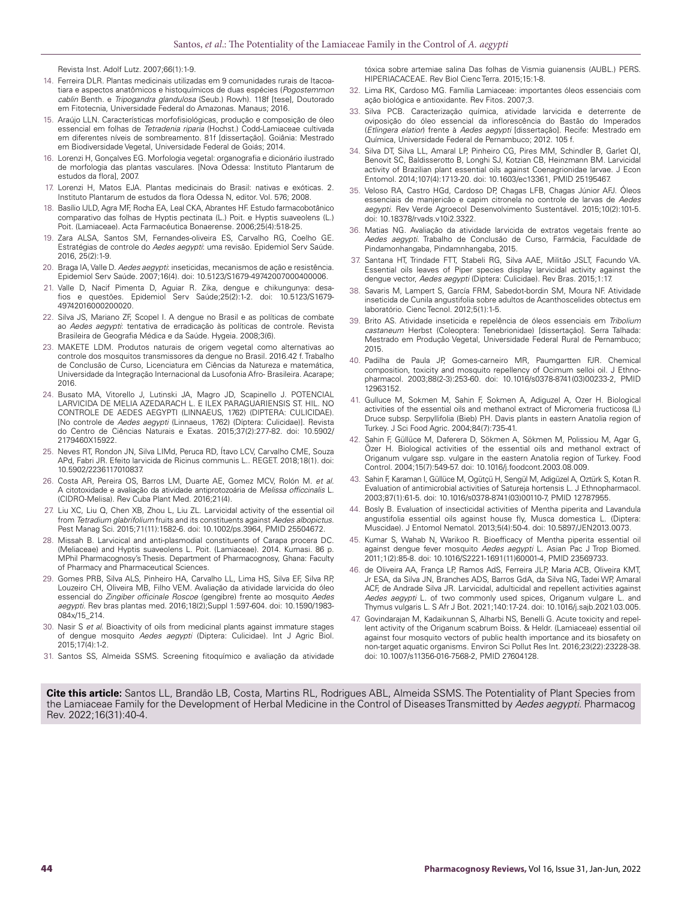Revista Inst. Adolf Lutz. 2007;66(1):1-9.

14. Ferreira DLR. Plantas medicinais utilizadas em 9 comunidades rurais de Itacoatiara e aspectos anatômicos e histoquímicos de duas espécies (*Pogostemmon cablin* Benth. e *Tripogandra glandulosa* (Seub.) Rowh). 118f [tese], Doutorado em Fitotecnia, Universidade Federal do Amazonas. Manaus; 2016.
15. Araújo LLN. Características morfofisiológicas, produção e composição de óleo essencial em folhas de *Tetradenia riparia* (Hochst.) Codd-Lamiaceae cultivada em diferentes níveis de sombreamento. 81f [dissertação]. Goiânia: Mestrado em Biodiversidade Vegetal, Universidade Federal de Goiás; 2014.
16. Lorenzi H, Gonçalves EG. Morfologia vegetal: organografia e dicionário ilustrado de morfologia das plantas vasculares. [Nova Odessa: Instituto Plantarum de estudos da flora], 2007.
17. Lorenzi H, Matos EJA. Plantas medicinais do Brasil: nativas e exóticas. 2. Instituto Plantarum de estudos da flora Odessa N, editor. Vol. 576; 2008.
18. Basílio IJLD, Agra MF, Rocha EA, Leal CKA, Abrantes HF. Estudo farmacobotânico comparativo das folhas de Hyptis pectinata (L.) Poit. e Hyptis suaveolens (L.) Poit. (Lamiaceae). Acta Farmacéutica Bonaerense. 2006;25(4):518-25.
19. Zara ALSA, Santos SM, Fernandes-oliveira ES, Carvalho RG, Coelho GE. Estratégias de controle do *Aedes aegypti*: uma revisão. Epidemiol Serv Saúde. 2016, 25(2):1-9.
20. Braga IA, Valle D. *Aedes aegypti*: inseticidas, mecanismos de ação e resistência. Epidemiol Serv Saúde. 2007;16(4). doi: 10.5123/S1679-49742007000400006.
21. Valle D, Nacif Pimenta D, Aguiar R. Zika, dengue e chikungunya: desafios e questões. Epidemiol Serv Saúde;25(2):1-2. doi: 10.5123/S1679-49742016000200020.
22. Silva JS, Mariano ZF, Scopel I. A dengue no Brasil e as políticas de combate ao *Aedes aegypti*: tentativa de erradicação às políticas de controle. Revista Brasileira de Geografia Médica e da Saúde. Hygeia. 2008;3(6).
23. MAKETE LDM. Produtos naturais de origem vegetal como alternativas ao controle dos mosquitos transmissores da dengue no Brasil. 2016.42 f. Trabalho de Conclusão de Curso, Licenciatura em Ciências da Natureza e matemática, Universidade da Integração Internacional da Lusofonia Afro- Brasileira. Acarape; 2016.
24. Busato MA, Vitorello J, Lutinski JA, Magro JD, Scapinello J. POTENCIAL LARVICIDA DE MELIA AZEDARACH L. E ILEX PARAGUARIENSIS ST. HIL. NO CONTROLE DE AEDES AEGYPTI (LINNAEUS, 1762) (DIPTERA: CULICIDAE). [No controle de *Aedes aegypti* (Linnaeus, 1762) (Díptera: Culicidae)]. Revista do Centro de Ciências Naturais e Exatas. 2015;37(2):277-82. doi: 10.5902/2179460X15922.
25. Neves RT, Rondon JN, Silva LIMd, Peruca RD, Ítavo LCV, Carvalho CME, Souza APd, Fabri JR. Efeito larvicida de Ricinus communis L.. REGET. 2018;18(1). doi: 10.5902/2236117010837.
26. Costa AR, Pereira OS, Barros LM, Duarte AE, Gomez MCV, Rolón M. *et al.* A citotoxidade e avaliação da atividade antiprotozoária de *Melissa officcinalis* L. (CIDRO-Melisa). Rev Cuba Plant Med. 2016;21(4).
27. Liu XC, Liu Q, Chen XB, Zhou L, Liu ZL. Larvicidal activity of the essential oil from *Tetradium glabrifolium* fruits and its constituents against *Aedes albopictus*. Pest Manag Sci. 2015;71(11):1582-6. doi: 10.1002/ps.3964, PMID 25504672.
28. Missah B. Larvicical and anti-plasmodial constituents of Carapa procera DC. (Meliaceae) and Hyptis suaveolens L. Poit. (Lamiaceae). 2014. Kumasi. 86 p. MPhil Pharmacognosy's Thesis. Department of Pharmacognosy, Ghana: Faculty of Pharmacy and Pharmaceutical Sciences.
29. Gomes PRB, Silva ALS, Pinheiro HA, Carvalho LL, Lima HS, Silva EF, Silva RP, Louzeiro CH, Oliveira MB, Filho VEM. Avaliação da atividade larvicida do óleo essencial do *Zingiber officinale Roscoe* (gengibre) frente ao mosquito *Aedes aegypti*. Rev bras plantas med. 2016;18(2);Suppl 1:597-604. doi: 10.1590/1983-084x/15_214.
30. Nasir S *et al.* Bioactivity of oils from medicinal plants against immature stages of dengue mosquito *Aedes aegypti* (Diptera: Culicidae). Int J Agric Biol. 2015;17(4):1-2.
31. Santos SS, Almeida SSMS. Screening fitoquímico e avaliação da atividade tóxica sobre artemiae salina Das folhas de Vismia guianensis (AUBL.) PERS. HIPERIACACEAE. Rev Biol Cienc Terra. 2015;15:1-8.
32. Lima RK, Cardoso MG. Família Lamiaceae: importantes óleos essenciais com ação biológica e antioxidante. Rev Fitos. 2007;3.
33. Silva PCB. Caracterização química, atividade larvicida e deterrente de oviposição do óleo essencial da inflorescência do Bastão do Imperados (*Etlingera elatior*) frente à *Aedes aegypti* [dissertação]. Recife: Mestrado em Química, Universidade Federal de Pernambuco; 2012. 105 f.
34. Silva DT, Silva LL, Amaral LP, Pinheiro CG, Pires MM, Schindler B, Garlet QI, Benovit SC, Baldisserotto B, Longhi SJ, Kotzian CB, Heinzmann BM. Larvicidal activity of Brazilian plant essential oils against Coenagrionidae larvae. J Econ Entomol. 2014;107(4):1713-20. doi: 10.1603/ec13361, PMID 25195467.
35. Veloso RA, Castro HGd, Cardoso DP, Chagas LFB, Chagas Júnior AFJ. Óleos essenciais de manjericão e capim citronela no controle de larvas de *Aedes aegypti*. Rev Verde Agroecol Desenvolvimento Sustentável. 2015;10(2):101-5. doi: 10.18378/rvads.v10i2.3322.
36. Matias NG. Avaliação da atividade larvicida de extratos vegetais frente ao *Aedes aegypti*. Trabalho de Conclusão de Curso, Farmácia, Faculdade de Pindamonhangaba, Pindamnhangaba, 2015.
37. Santana HT, Trindade FTT, Stabeli RG, Silva AAE, Militão JSLT, Facundo VA. Essential oils leaves of Piper species display larvicidal activity against the dengue vector, *Aedes aegypti* (Diptera: Culicidae). Rev Bras. 2015;1:17.
38. Savaris M, Lampert S, García FRM, Sabedot-bordin SM, Moura NF. Atividade inseticida de Cunila angustifolia sobre adultos de Acanthoscelides obtectus em laboratório. Cienc Tecnol. 2012;5(1):1-5.
39. Brito AS. Atividade inseticida e repelência de óleos essenciais em *Tribolium castaneum* Herbst (Coleoptera: Tenebrionidae) [dissertação]. Serra Talhada: Mestrado em Produção Vegetal, Universidade Federal Rural de Pernambuco; 2015.
40. Padilha de Paula JP, Gomes-carneiro MR, Paumgartten FJR. Chemical composition, toxicity and mosquito repellency of Ocimum selloi oil. J Ethnopharmacol. 2003;88(2-3):253-60. doi: 10.1016/s0378-8741(03)00233-2, PMID 12963152.
41. Gulluce M, Sokmen M, Sahin F, Sokmen A, Adiguzel A, Ozer H. Biological activities of the essential oils and methanol extract of Micromeria fructicosa (L) Druce subsp. Serpyllifolia (Bieb) P.H. Davis plants in eastern Anatolia region of Turkey. J Sci Food Agric. 2004;84(7):735-41.
42. Sahin F, Güllüce M, Daferera D, Sökmen A, Sökmen M, Polissiou M, Agar G, Özer H. Biological activities of the essential oils and methanol extract of Origanum vulgare ssp. vulgare in the eastern Anatolia region of Turkey. Food Control. 2004;15(7):549-57. doi: 10.1016/j.foodcont.2003.08.009.
43. Sahin F, Karaman I, Güllüce M, Ogütçü H, Sengül M, Adigüzel A, Oztürk S, Kotan R. Evaluation of antimicrobial activities of Satureja hortensis L. J Ethnopharmacol. 2003;87(1):61-5. doi: 10.1016/s0378-8741(03)00110-7, PMID 12787955.
44. Bosly B. Evaluation of insecticidal activities of Mentha piperita and Lavandula angustifolia essential oils against house fly, Musca domestica L. (Diptera: Muscidae). J Entomol Nematol. 2013;5(4):50-4. doi: 10.5897/JEN2013.0073.
45. Kumar S, Wahab N, Warikoo R. Bioefficacy of Mentha piperita essential oil against dengue fever mosquito *Aedes aegypti* L. Asian Pac J Trop Biomed. 2011;1(2):85-8. doi: 10.1016/S2221-1691(11)60001-4, PMID 23569733.
46. de Oliveira AA, França LP, Ramos AdS, Ferreira JLP, Maria ACB, Oliveira KMT, Jr ESA, da Silva JN, Branches ADS, Barros GdA, da Silva NG, Tadei WP, Amaral ACF, de Andrade Silva JR. Larvicidal, adulticidal and repellent activities against *Aedes aegypti* L. of two commonly used spices, Origanum vulgare L. and Thymus vulgaris L. S Afr J Bot. 2021;140:17-24. doi: 10.1016/j.sajb.2021.03.005.
47. Govindarajan M, Kadaikunnan S, Alharbi NS, Benelli G. Acute toxicity and repellent activity of the Origanum scabrum Boiss. & Heldr. (Lamiaceae) essential oil against four mosquito vectors of public health importance and its biosafety on non-target aquatic organisms. Environ Sci Pollut Res Int. 2016;23(22):23228-38. doi: 10.1007/s11356-016-7568-2, PMID 27604128.

**Cite this article:** Santos LL, Brandão LB, Costa, Martins RL, Rodrigues ABL, Almeida SSMS. The Potentiality of Plant Species from the Lamiaceae Family for the Development of Herbal Medicine in the Control of Diseases Transmitted by *Aedes aegypti*. Pharmacog Rev. 2022;16(31):40-4.